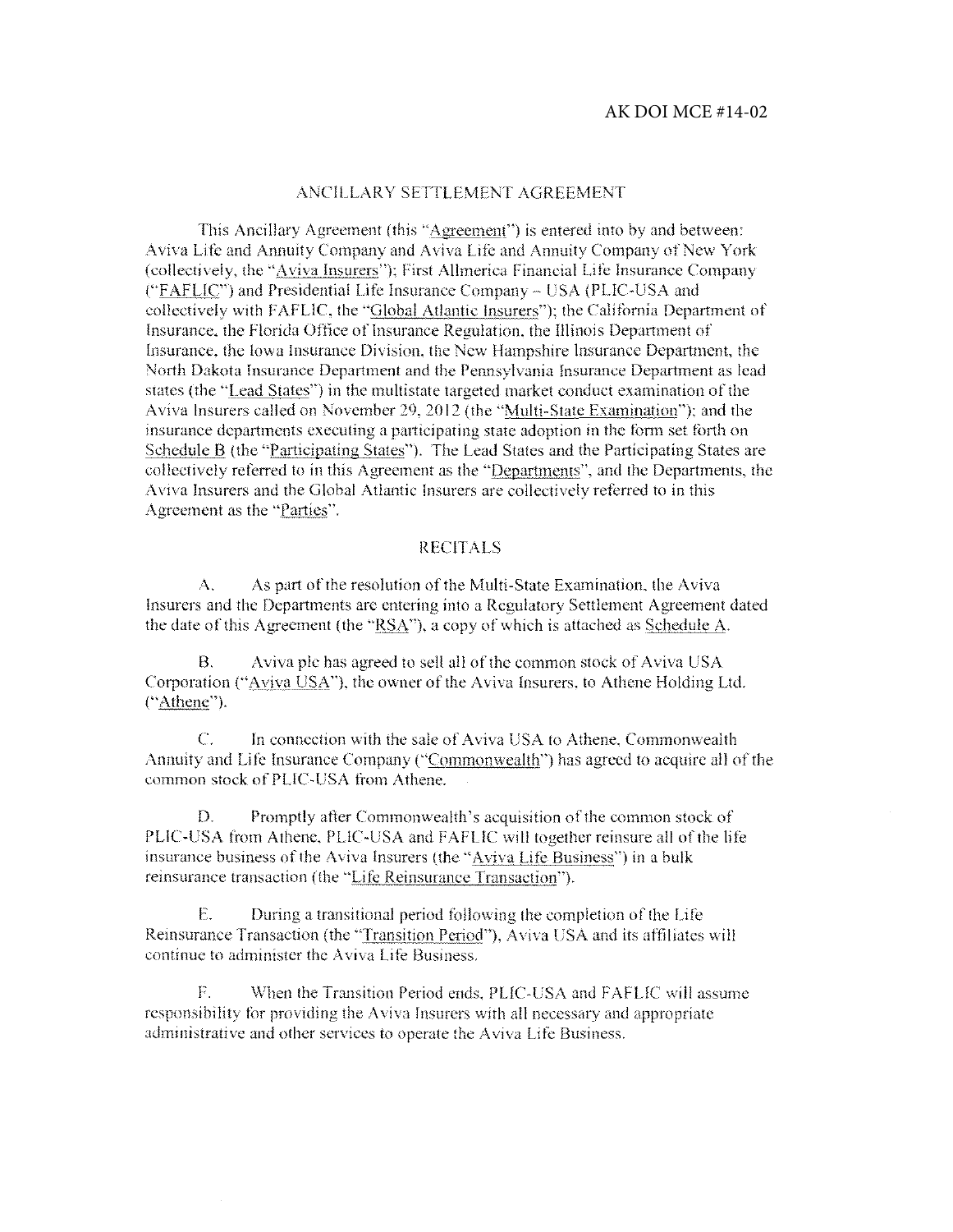AK DOI MCE #14-02

# ANCILLARY SETTLEMENT AGREEMENT

This Ancillary Agreement (this "Agreement") is entered into by and between: Aviva Life and Annuity Company and Aviva Life and Annuity Company of New York (collectively, the "Aviva Insurers"); First Allmerica Financial Life Insurance Company ("FAFLIC") and Presidential Life Insurance Company – USA (PLIC-USA and collectively with FAFLIC, the "Global Atlantic Insurers"); the California Department of Insurance, the Florida Office of Insurance Regulation, the Illinois Department of Insurance, the Iowa Insurance Division, the New Hampshire Insurance Department, the North Dakota Insurance Department and the Pennsylvania Insurance Department as lead states (the "Lead States") in the multistate targeted market conduct examination of the Aviva Insurers called on November 29, 2012 (the "Multi-State Examination"); and the insurance departments executing a participating state adoption in the form set forth on Schedule B (the "Participating States"). The Lead States and the Participating States are collectively referred to in this Agreement as the "Departments", and the Departments, the Aviva Insurers and the Global Atlantic Insurers are collectively referred to in this Agreement as the "Parties".

## RECITALS

A. As part of the resolution of the Multi-State Examination, the Aviva Insurers and the Departments are entering into a Regulatory Settlement Agreement dated the date of this Agreement (the "RSA"), a copy of which is attached as Schedule A.

B. Aviva plc has agreed to sell all of the common stock of Aviva USA Corporation ("Aviva USA"), the owner of the Aviva Insurers, to Athene Holding Ltd. ("Athene").

C. In connection with the sale of Aviva USA to Athene, Commonwealth Annuity and Life Insurance Company ("Commonwealth") has agreed to acquire all of the common stock of PLIC-USA from Athene.

D. Promptly after Commonwealth's acquisition of the common stock of PLIC-USA from Athene, PLIC-USA and FAFLIC will together reinsure all of the life insurance business of the Aviva Insurers (the "Aviva Life Business") in a bulk reinsurance transaction (the "Life Reinsurance Transaction").

E. During a transitional period following the completion of the Life Reinsurance Transaction (the "Transition Period"), Aviva USA and its affiliates will continue to administer the Aviva Life Business.

F. When the Transition Period ends, PLIC-USA and FAFLIC will assume responsibility for providing the Aviva Insurers with all necessary and appropriate administrative and other services to operate the Aviva Life Business.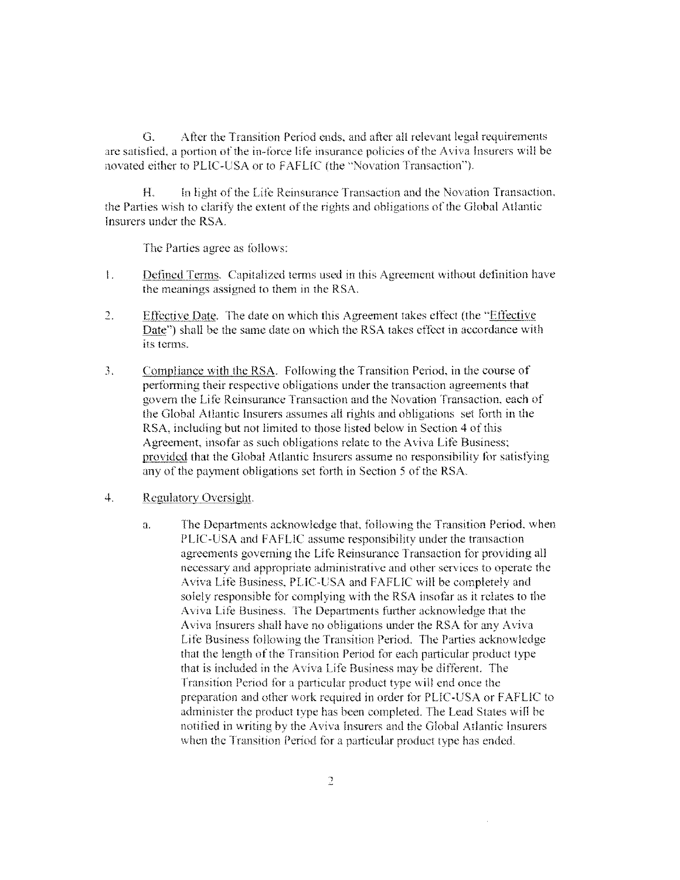G. After the Transition Period ends, and after all relevant legal requirements are satisfied, a portion of the in-force life insurance policies of the Aviva Insurers will be novated either to PLIC-USA or to FAFLIC (the "Novation Transaction").

H. In light of the Life Reinsurance Transaction and the Novation Transaction, the Parties wish to clarify the extent of the rights and obligations of the Global Atlantic Insurers under the RSA.

The Parties agree as follows:

1. Defined Terms. Capitalized terms used in this Agreement without definition have the meanings assigned to them in the RSA.

2. Effective Date. The date on which this Agreement takes effect (the "Effective Date") shall be the same date on which the RSA takes effect in accordance with its terms.

3. Compliance with the RSA. Following the Transition Period, in the course of performing their respective obligations under the transaction agreements that govern the Life Reinsurance Transaction and the Novation Transaction, each of the Global Atlantic Insurers assumes all rights and obligations set forth in the RSA, including but not limited to those listed below in Section 4 of this Agreement, insofar as such obligations relate to the Aviva Life Business; provided that the Global Atlantic Insurers assume no responsibility for satisfying any of the payment obligations set forth in Section 5 of the RSA.

4. Regulatory Oversight.

   a. The Departments acknowledge that, following the Transition Period, when PLIC-USA and FAFLIC assume responsibility under the transaction agreements governing the Life Reinsurance Transaction for providing all necessary and appropriate administrative and other services to operate the Aviva Life Business, PLIC-USA and FAFLIC will be completely and solely responsible for complying with the RSA insofar as it relates to the Aviva Life Business. The Departments further acknowledge that the Aviva Insurers shall have no obligations under the RSA for any Aviva Life Business following the Transition Period. The Parties acknowledge that the length of the Transition Period for each particular product type that is included in the Aviva Life Business may be different. The Transition Period for a particular product type will end once the preparation and other work required in order for PLIC-USA or FAFLIC to administer the product type has been completed. The Lead States will be notified in writing by the Aviva Insurers and the Global Atlantic Insurers when the Transition Period for a particular product type has ended.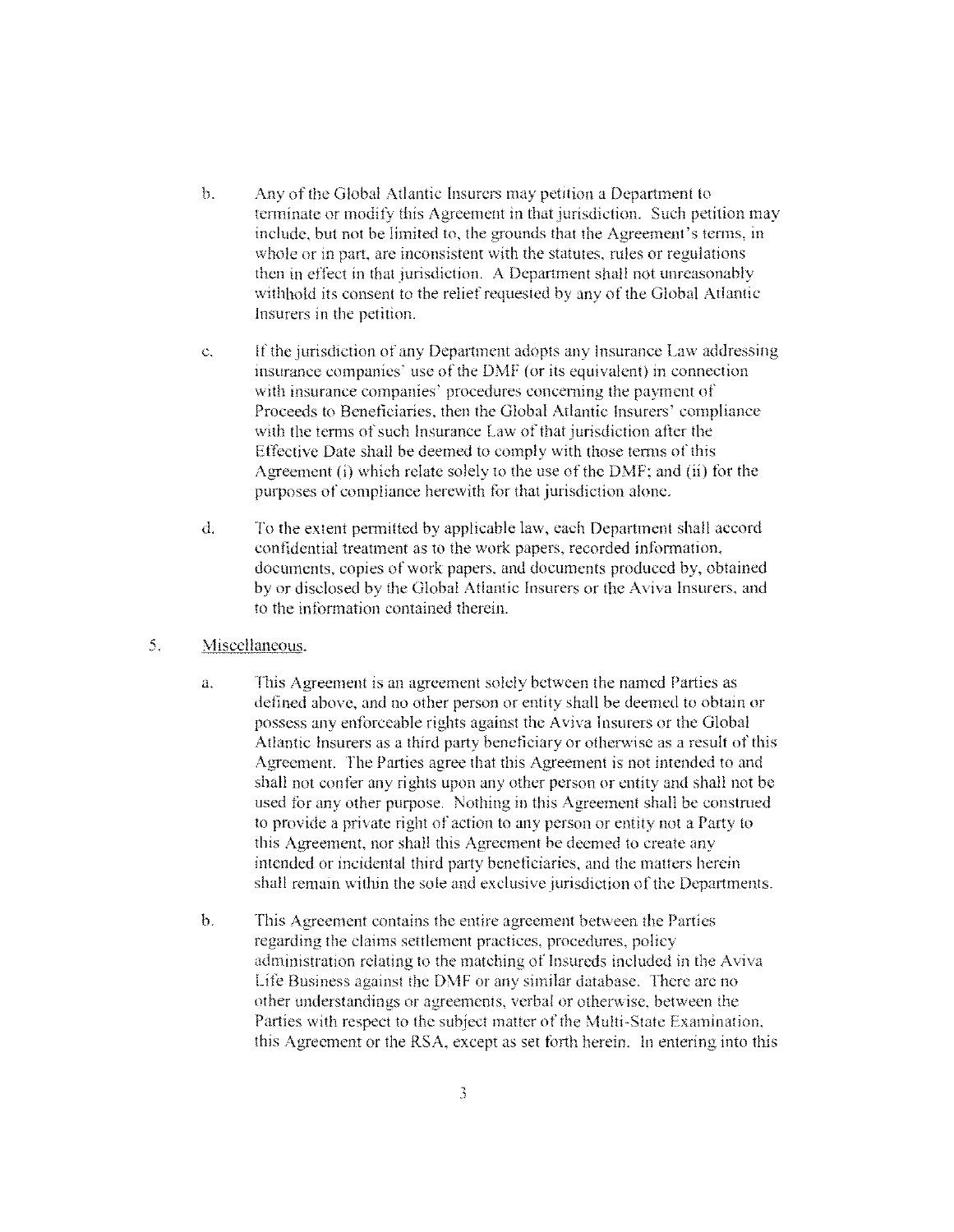b. Any of the Global Atlantic Insurers may petition a Department to terminate or modify this Agreement in that jurisdiction. Such petition may include, but not be limited to, the grounds that the Agreement's terms, in whole or in part, are inconsistent with the statutes, rules or regulations then in effect in that jurisdiction. A Department shall not unreasonably withhold its consent to the relief requested by any of the Global Atlantic Insurers in the petition.

c. If the jurisdiction of any Department adopts any Insurance Law addressing insurance companies' use of the DMF (or its equivalent) in connection with insurance companies' procedures concerning the payment of Proceeds to Beneficiaries, then the Global Atlantic Insurers' compliance with the terms of such Insurance Law of that jurisdiction after the Effective Date shall be deemed to comply with those terms of this Agreement (i) which relate solely to the use of the DMF; and (ii) for the purposes of compliance herewith for that jurisdiction alone.

d. To the extent permitted by applicable law, each Department shall accord confidential treatment as to the work papers, recorded information, documents, copies of work papers, and documents produced by, obtained by or disclosed by the Global Atlantic Insurers or the Aviva Insurers, and to the information contained therein.

5. Miscellaneous.

a. This Agreement is an agreement solely between the named Parties as defined above, and no other person or entity shall be deemed to obtain or possess any enforceable rights against the Aviva Insurers or the Global Atlantic Insurers as a third party beneficiary or otherwise as a result of this Agreement. The Parties agree that this Agreement is not intended to and shall not confer any rights upon any other person or entity and shall not be used for any other purpose. Nothing in this Agreement shall be construed to provide a private right of action to any person or entity not a Party to this Agreement, nor shall this Agreement be deemed to create any intended or incidental third party beneficiaries, and the matters herein shall remain within the sole and exclusive jurisdiction of the Departments.

b. This Agreement contains the entire agreement between the Parties regarding the claims settlement practices, procedures, policy administration relating to the matching of Insureds included in the Aviva Life Business against the DMF or any similar database. There are no other understandings or agreements, verbal or otherwise, between the Parties with respect to the subject matter of the Multi-State Examination, this Agreement or the RSA, except as set forth herein. In entering into this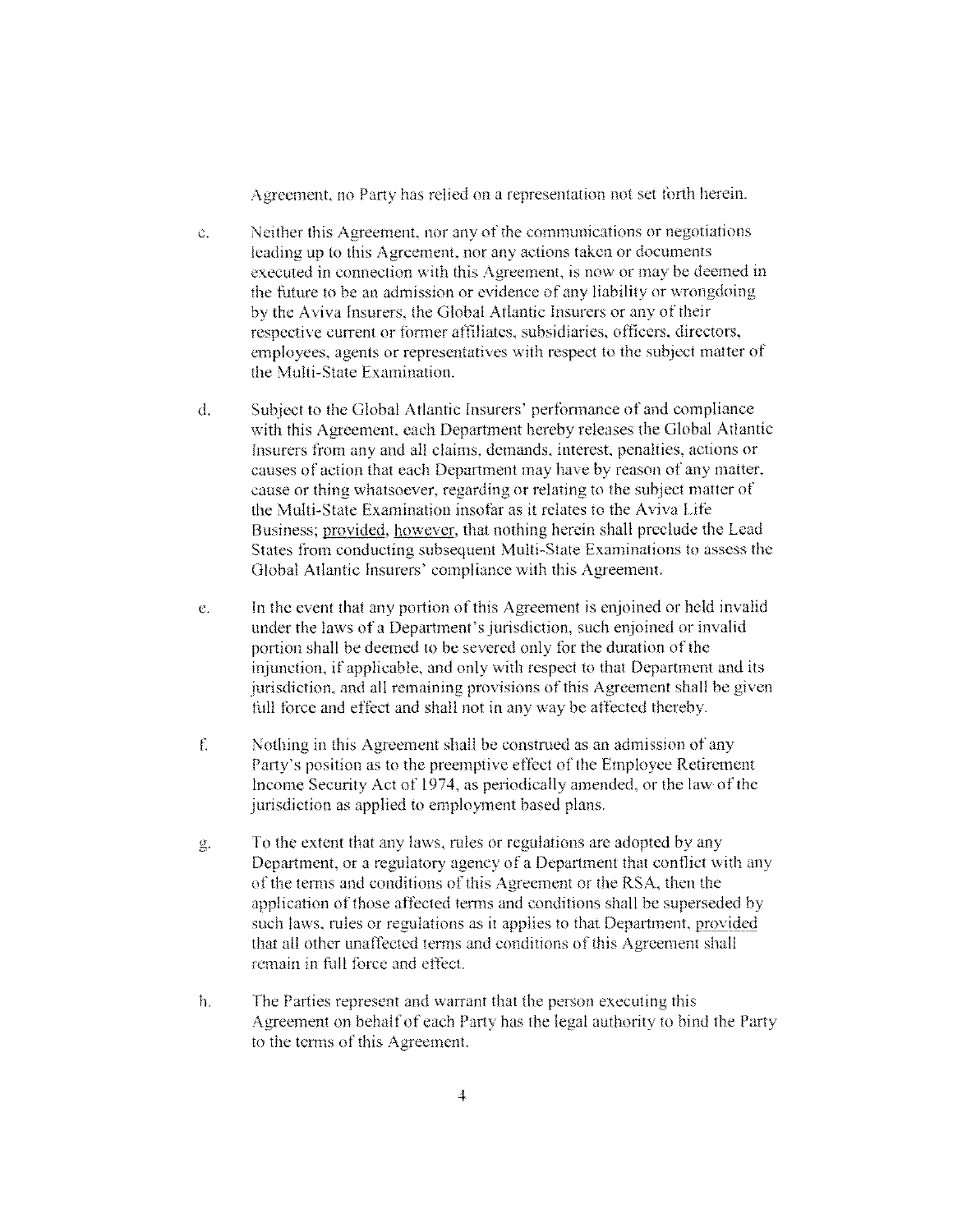Agreement, no Party has relied on a representation not set forth herein.

c. Neither this Agreement, nor any of the communications or negotiations leading up to this Agreement, nor any actions taken or documents executed in connection with this Agreement, is now or may be deemed in the future to be an admission or evidence of any liability or wrongdoing by the Aviva Insurers, the Global Atlantic Insurers or any of their respective current or former affiliates, subsidiaries, officers, directors, employees, agents or representatives with respect to the subject matter of the Multi-State Examination.

d. Subject to the Global Atlantic Insurers' performance of and compliance with this Agreement, each Department hereby releases the Global Atlantic Insurers from any and all claims, demands, interest, penalties, actions or causes of action that each Department may have by reason of any matter, cause or thing whatsoever, regarding or relating to the subject matter of the Multi-State Examination insofar as it relates to the Aviva Life Business; <u>provided, however</u>, that nothing herein shall preclude the Lead States from conducting subsequent Multi-State Examinations to assess the Global Atlantic Insurers' compliance with this Agreement.

e. In the event that any portion of this Agreement is enjoined or held invalid under the laws of a Department's jurisdiction, such enjoined or invalid portion shall be deemed to be severed only for the duration of the injunction, if applicable, and only with respect to that Department and its jurisdiction, and all remaining provisions of this Agreement shall be given full force and effect and shall not in any way be affected thereby.

f. Nothing in this Agreement shall be construed as an admission of any Party's position as to the preemptive effect of the Employee Retirement Income Security Act of 1974, as periodically amended, or the law of the jurisdiction as applied to employment based plans.

g. To the extent that any laws, rules or regulations are adopted by any Department, or a regulatory agency of a Department that conflict with any of the terms and conditions of this Agreement or the RSA, then the application of those affected terms and conditions shall be superseded by such laws, rules or regulations as it applies to that Department, <u>provided</u> that all other unaffected terms and conditions of this Agreement shall remain in full force and effect.

h. The Parties represent and warrant that the person executing this Agreement on behalf of each Party has the legal authority to bind the Party to the terms of this Agreement.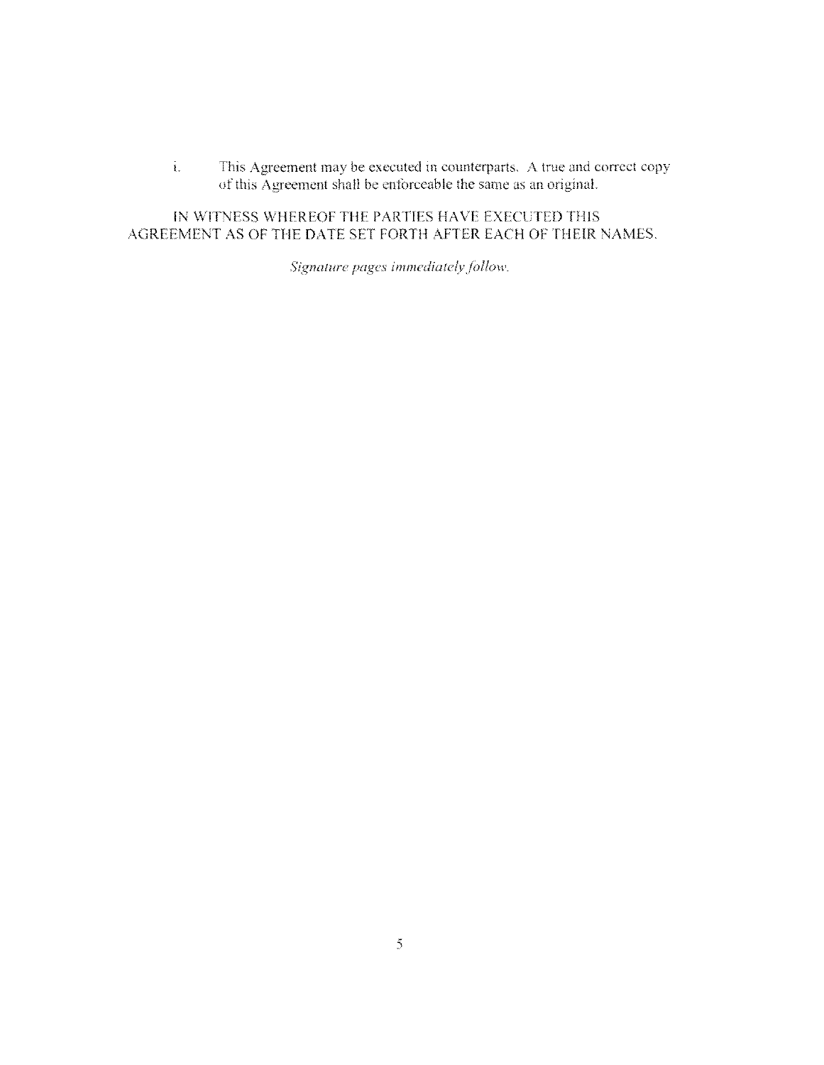i. This Agreement may be executed in counterparts. A true and correct copy of this Agreement shall be enforceable the same as an original.

IN WITNESS WHEREOF THE PARTIES HAVE EXECUTED THIS AGREEMENT AS OF THE DATE SET FORTH AFTER EACH OF THEIR NAMES.

*Signature pages immediately follow.*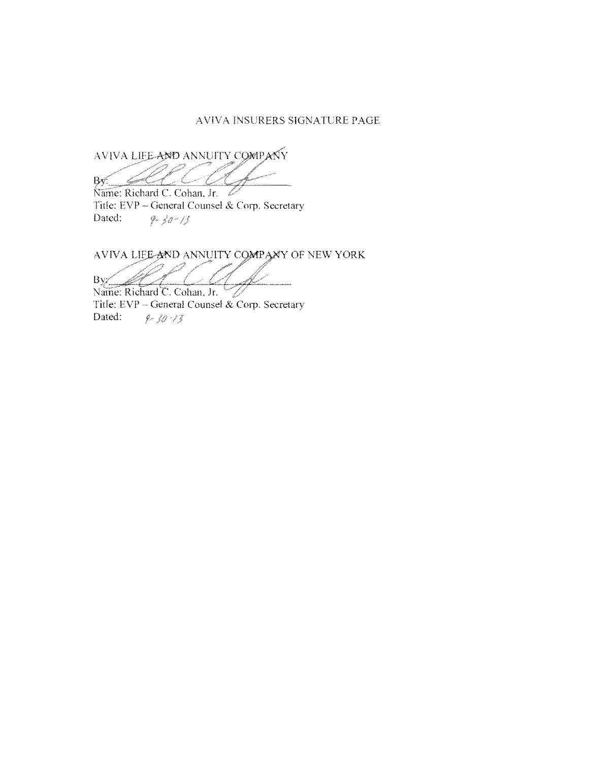AVIVA INSURERS SIGNATURE PAGE

AVIVA LIFE AND ANNUITY COMPANY

By: ______________________

Name: Richard C. Cohan, Jr.
Title: EVP – General Counsel & Corp. Secretary
Dated: 9-30-13

AVIVA LIFE AND ANNUITY COMPANY OF NEW YORK

By: ______________________

Name: Richard C. Cohan, Jr.
Title: EVP – General Counsel & Corp. Secretary
Dated: 9-30-13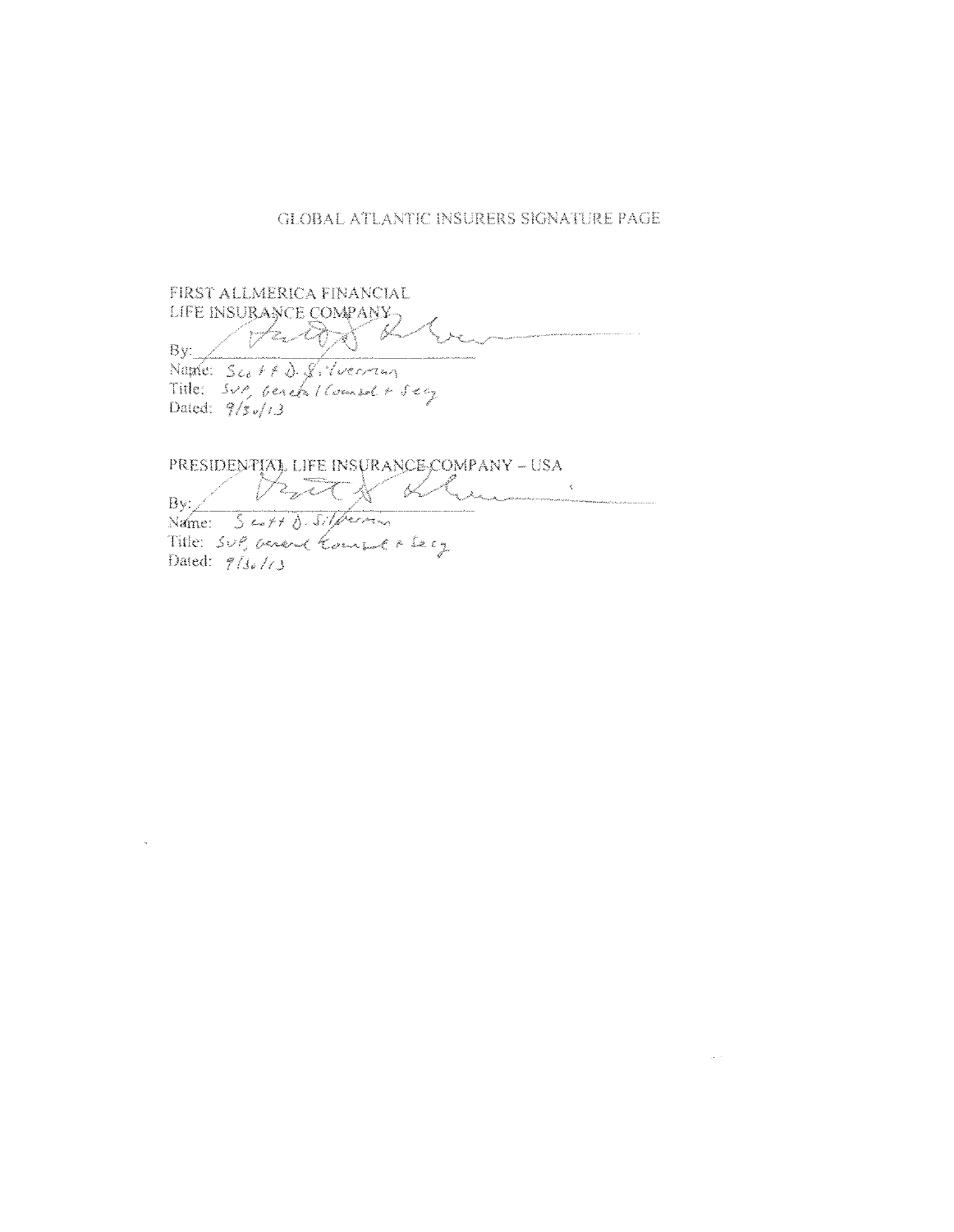GLOBAL ATLANTIC INSURERS SIGNATURE PAGE

FIRST ALLMERICA FINANCIAL
LIFE INSURANCE COMPANY

By: ______________________
Name: Scott D. Silverman
Title: SVP, General Counsel + Secy
Dated: 9/30/13

PRESIDENTIAL LIFE INSURANCE COMPANY – USA

By: ______________________
Name: Scott D. Silverman
Title: SVP, General Counsel + Secy
Dated: 9/30/13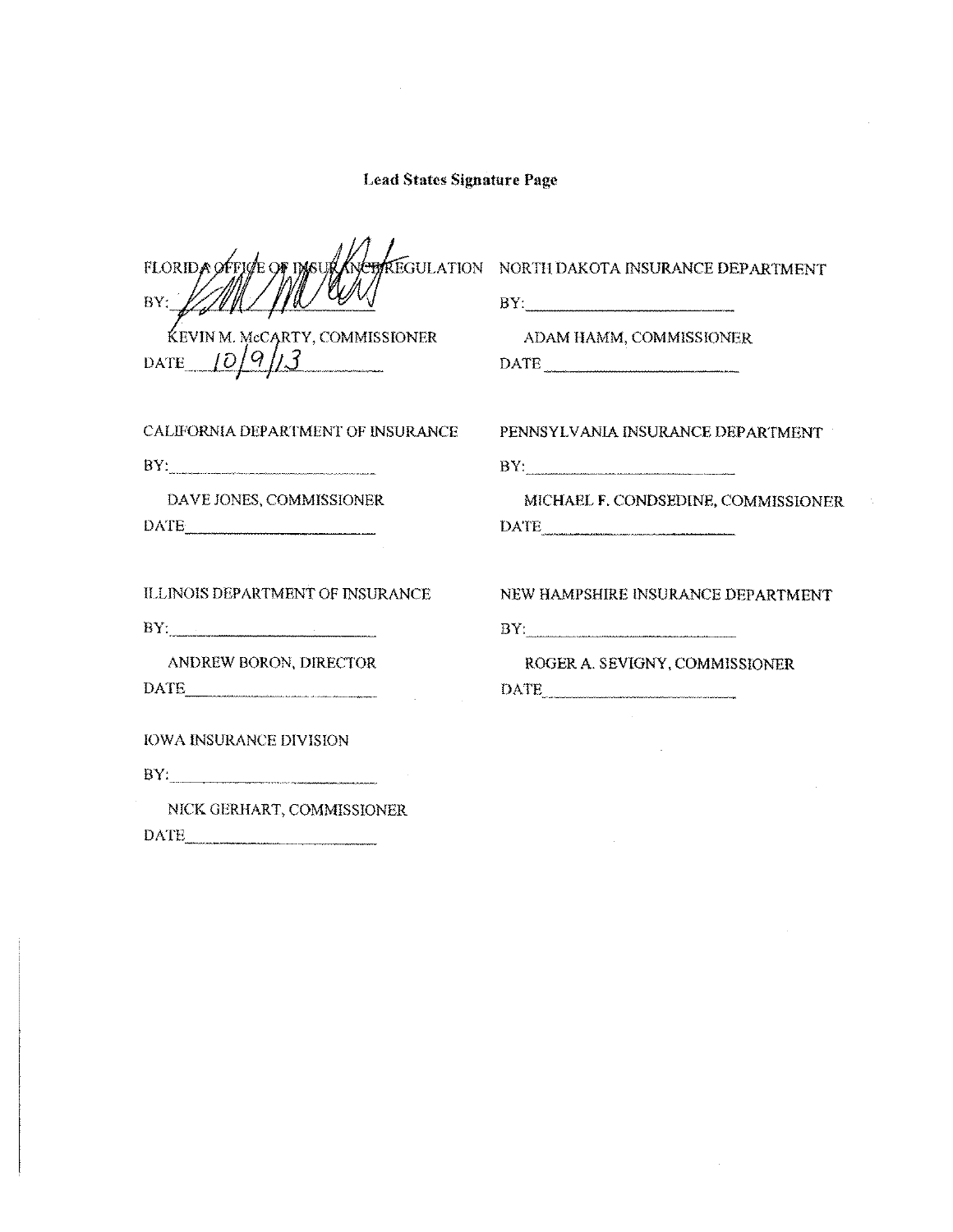**Lead States Signature Page**

FLORIDA OFFICE OF INSURANCE REGULATION

BY: ______________________

KEVIN M. McCARTY, COMMISSIONER

DATE 10/9/13

NORTH DAKOTA INSURANCE DEPARTMENT

BY: ______________________

ADAM HAMM, COMMISSIONER

DATE ______________________

CALIFORNIA DEPARTMENT OF INSURANCE

BY: ______________________

DAVE JONES, COMMISSIONER

DATE ______________________

PENNSYLVANIA INSURANCE DEPARTMENT

BY: ______________________

MICHAEL F. CONDSEDINE, COMMISSIONER

DATE ______________________

ILLINOIS DEPARTMENT OF INSURANCE

BY: ______________________

ANDREW BORON, DIRECTOR

DATE ______________________

NEW HAMPSHIRE INSURANCE DEPARTMENT

BY: ______________________

ROGER A. SEVIGNY, COMMISSIONER

DATE ______________________

IOWA INSURANCE DIVISION

BY: ______________________

NICK GERHART, COMMISSIONER

DATE ______________________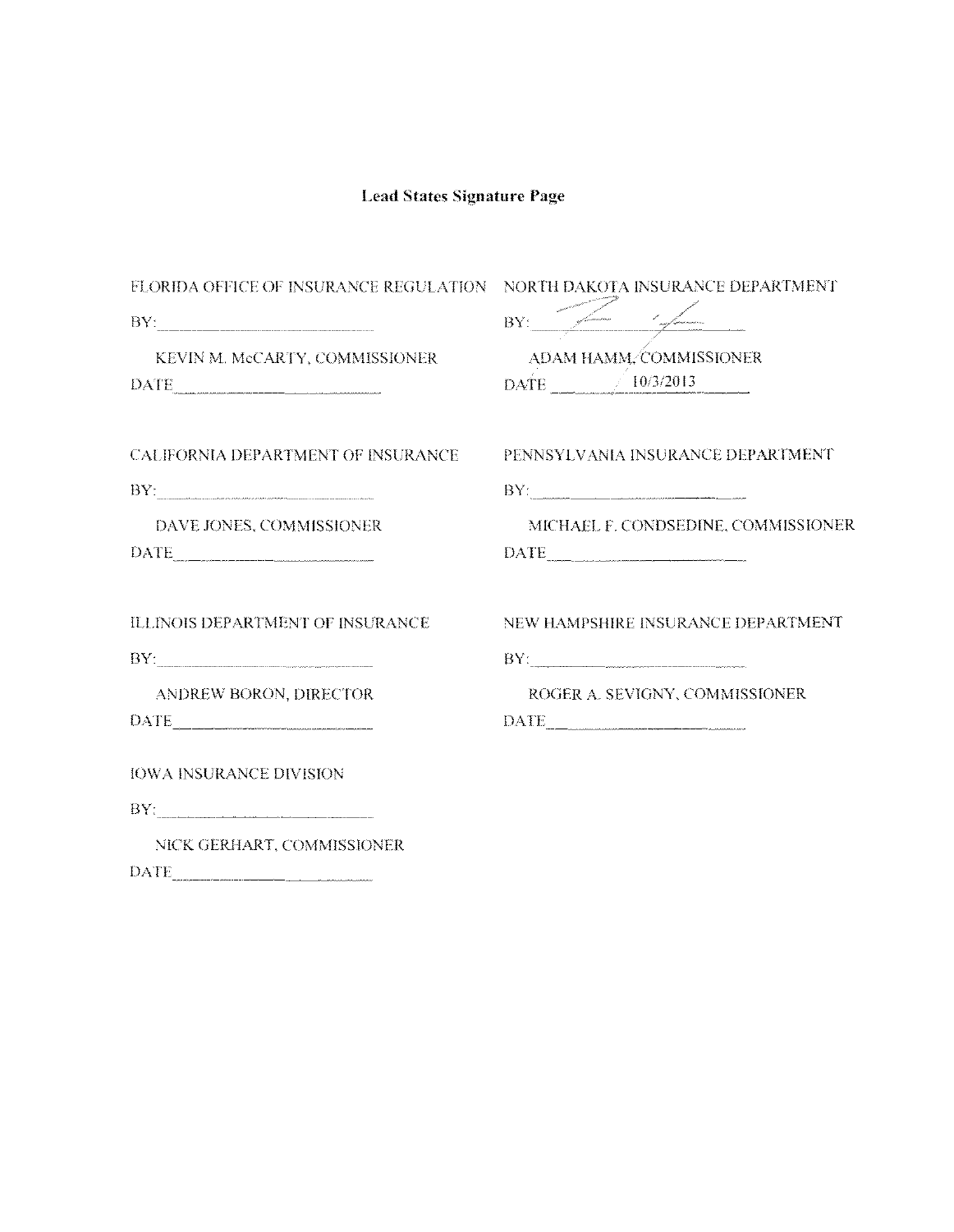**Lead States Signature Page**

FLORIDA OFFICE OF INSURANCE REGULATION

BY: ____________________________

KEVIN M. McCARTY, COMMISSIONER

DATE ____________________________

NORTH DAKOTA INSURANCE DEPARTMENT

BY: ____________________________

ADAM HAMM, COMMISSIONER

DATE 10/3/2013

CALIFORNIA DEPARTMENT OF INSURANCE

BY: ____________________________

DAVE JONES, COMMISSIONER

DATE ____________________________

PENNSYLVANIA INSURANCE DEPARTMENT

BY: ____________________________

MICHAEL F. CONDSEDINE, COMMISSIONER

DATE ____________________________

ILLINOIS DEPARTMENT OF INSURANCE

BY: ____________________________

ANDREW BORON, DIRECTOR

DATE ____________________________

NEW HAMPSHIRE INSURANCE DEPARTMENT

BY: ____________________________

ROGER A. SEVIGNY, COMMISSIONER

DATE ____________________________

IOWA INSURANCE DIVISION

BY: ____________________________

NICK GERHART, COMMISSIONER

DATE ____________________________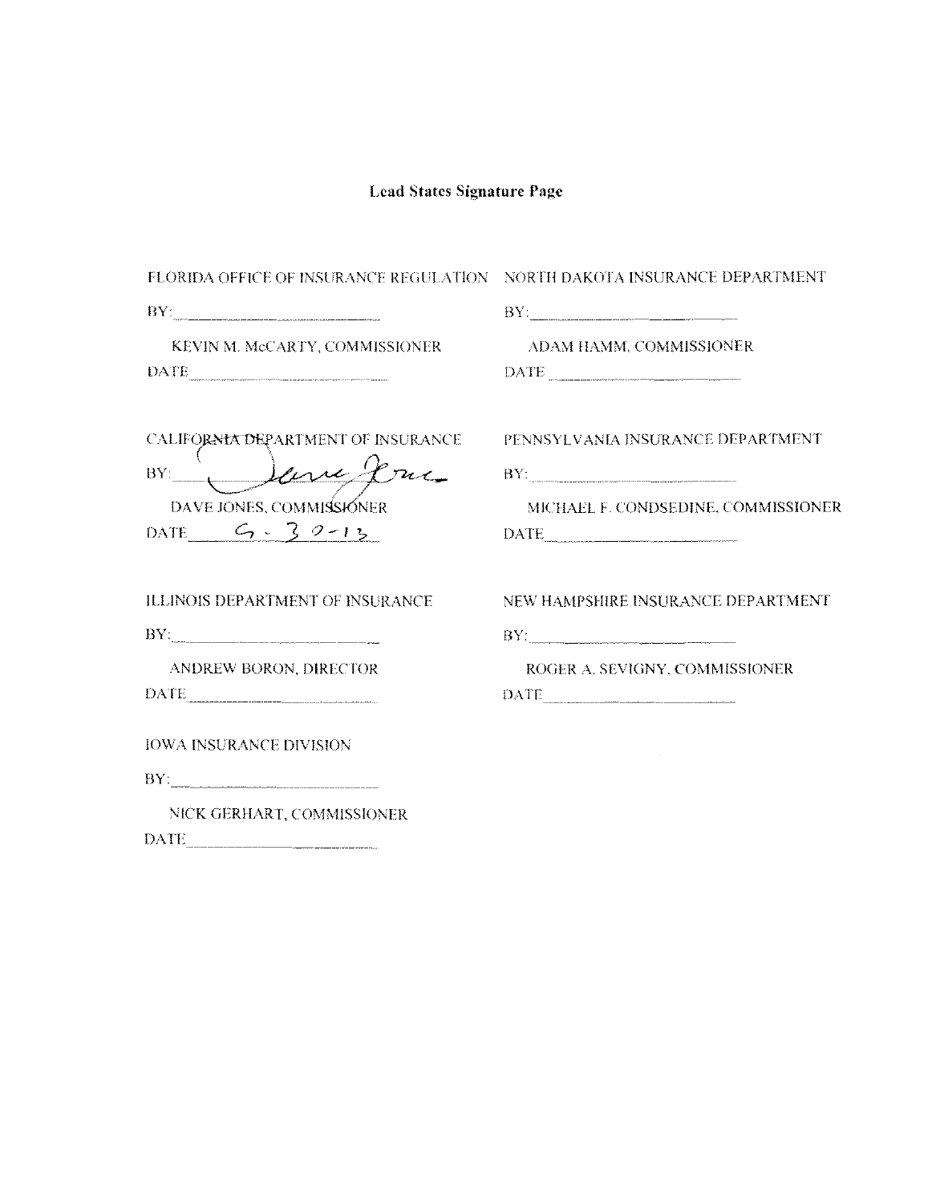**Lead States Signature Page**

FLORIDA OFFICE OF INSURANCE REGULATION

BY:\_\_\_\_\_\_\_\_\_\_\_\_\_\_\_\_\_\_\_\_\_\_\_\_

KEVIN M. McCARTY, COMMISSIONER

DATE\_\_\_\_\_\_\_\_\_\_\_\_\_\_\_\_\_\_\_\_\_\_\_\_

NORTH DAKOTA INSURANCE DEPARTMENT

BY:\_\_\_\_\_\_\_\_\_\_\_\_\_\_\_\_\_\_\_\_\_\_\_\_

ADAM HAMM, COMMISSIONER

DATE\_\_\_\_\_\_\_\_\_\_\_\_\_\_\_\_\_\_\_\_\_\_\_\_

CALIFORNIA DEPARTMENT OF INSURANCE

BY: Dave Jones

DAVE JONES, COMMISSIONER

DATE 5-30-13

PENNSYLVANIA INSURANCE DEPARTMENT

BY:\_\_\_\_\_\_\_\_\_\_\_\_\_\_\_\_\_\_\_\_\_\_\_\_

MICHAEL F. CONDSEDINE, COMMISSIONER

DATE\_\_\_\_\_\_\_\_\_\_\_\_\_\_\_\_\_\_\_\_\_\_\_\_

ILLINOIS DEPARTMENT OF INSURANCE

BY:\_\_\_\_\_\_\_\_\_\_\_\_\_\_\_\_\_\_\_\_\_\_\_\_

ANDREW BORON, DIRECTOR

DATE\_\_\_\_\_\_\_\_\_\_\_\_\_\_\_\_\_\_\_\_\_\_\_\_

NEW HAMPSHIRE INSURANCE DEPARTMENT

BY:\_\_\_\_\_\_\_\_\_\_\_\_\_\_\_\_\_\_\_\_\_\_\_\_

ROGER A. SEVIGNY, COMMISSIONER

DATE\_\_\_\_\_\_\_\_\_\_\_\_\_\_\_\_\_\_\_\_\_\_\_\_

IOWA INSURANCE DIVISION

BY:\_\_\_\_\_\_\_\_\_\_\_\_\_\_\_\_\_\_\_\_\_\_\_\_

NICK GERHART, COMMISSIONER

DATE\_\_\_\_\_\_\_\_\_\_\_\_\_\_\_\_\_\_\_\_\_\_\_\_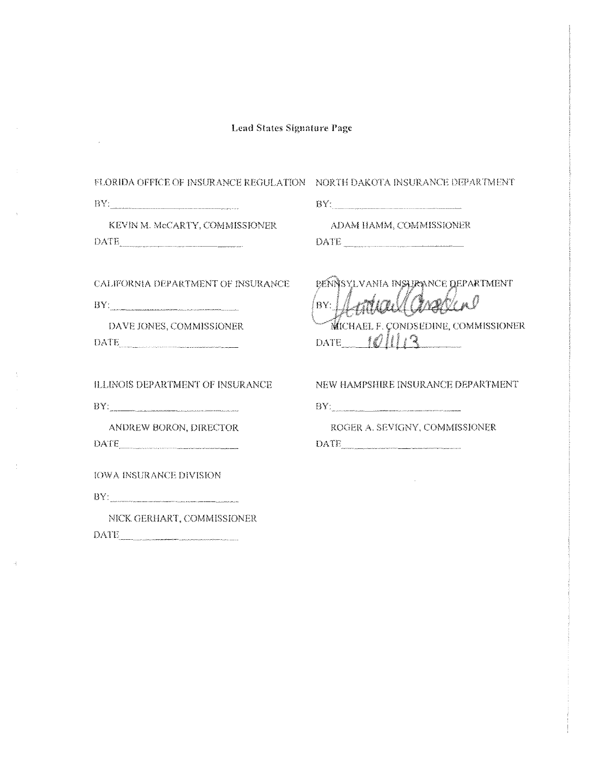## Lead States Signature Page

FLORIDA OFFICE OF INSURANCE REGULATION

BY: ______________________

KEVIN M. McCARTY, COMMISSIONER

DATE ______________________

NORTH DAKOTA INSURANCE DEPARTMENT

BY: ______________________

ADAM HAMM, COMMISSIONER

DATE ______________________

CALIFORNIA DEPARTMENT OF INSURANCE

BY: ______________________

DAVE JONES, COMMISSIONER

DATE ______________________

PENNSYLVANIA INSURANCE DEPARTMENT

BY: [signature]

MICHAEL F. CONDSEDINE, COMMISSIONER

DATE 10/1/13

ILLINOIS DEPARTMENT OF INSURANCE

BY: ______________________

ANDREW BORON, DIRECTOR

DATE ______________________

NEW HAMPSHIRE INSURANCE DEPARTMENT

BY: ______________________

ROGER A. SEVIGNY, COMMISSIONER

DATE ______________________

IOWA INSURANCE DIVISION

BY: ______________________

NICK GERHART, COMMISSIONER

DATE ______________________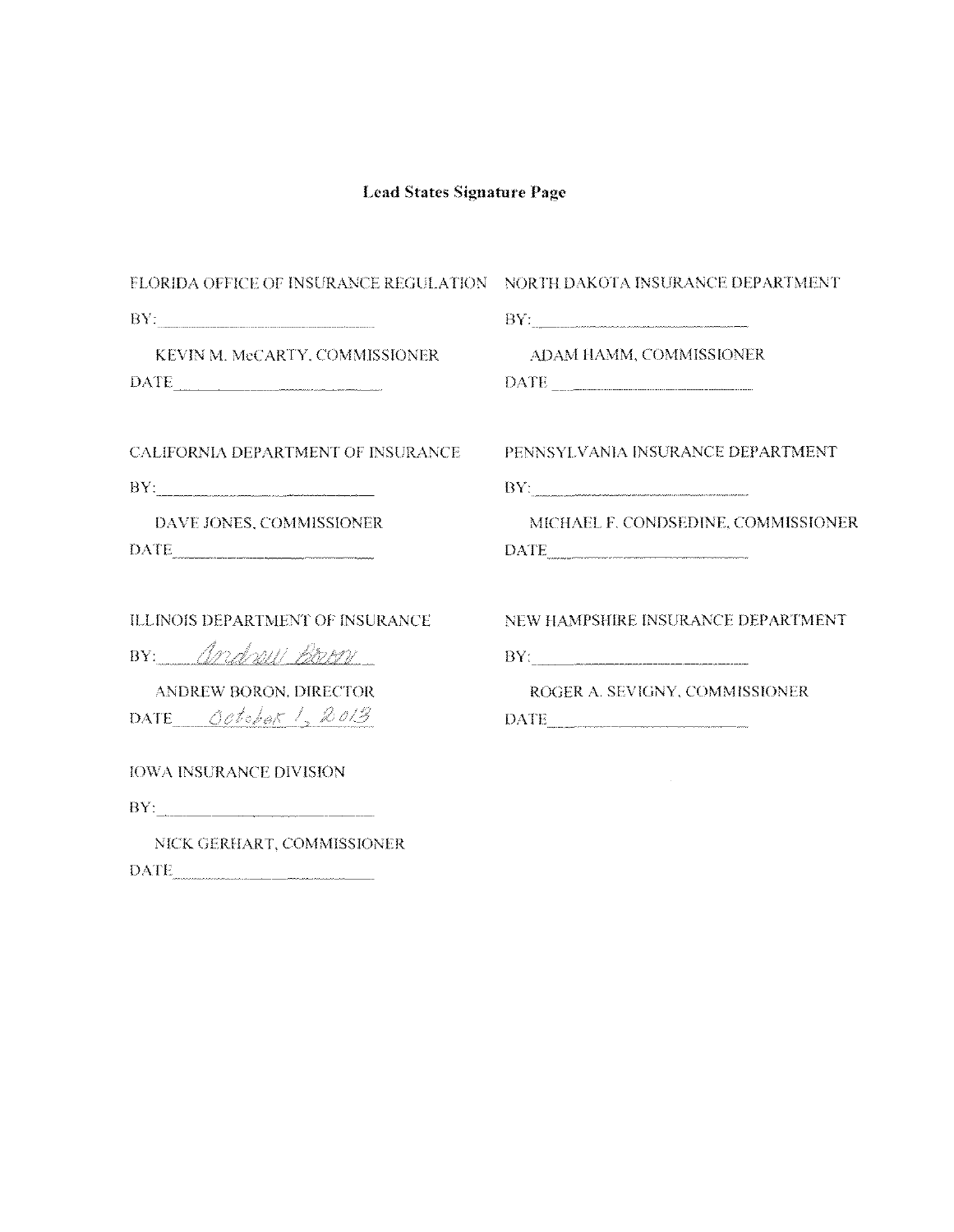**Lead States Signature Page**

FLORIDA OFFICE OF INSURANCE REGULATION

BY: ____________________

KEVIN M. McCARTY, COMMISSIONER

DATE ____________________

NORTH DAKOTA INSURANCE DEPARTMENT

BY: ____________________

ADAM HAMM, COMMISSIONER

DATE ____________________

CALIFORNIA DEPARTMENT OF INSURANCE

BY: ____________________

DAVE JONES, COMMISSIONER

DATE ____________________

PENNSYLVANIA INSURANCE DEPARTMENT

BY: ____________________

MICHAEL F. CONDSEDINE, COMMISSIONER

DATE ____________________

ILLINOIS DEPARTMENT OF INSURANCE

BY: *Andrew Boron*

ANDREW BORON, DIRECTOR

DATE *October 1, 2013*

NEW HAMPSHIRE INSURANCE DEPARTMENT

BY: ____________________

ROGER A. SEVIGNY, COMMISSIONER

DATE ____________________

IOWA INSURANCE DIVISION

BY: ____________________

NICK GERHART, COMMISSIONER

DATE ____________________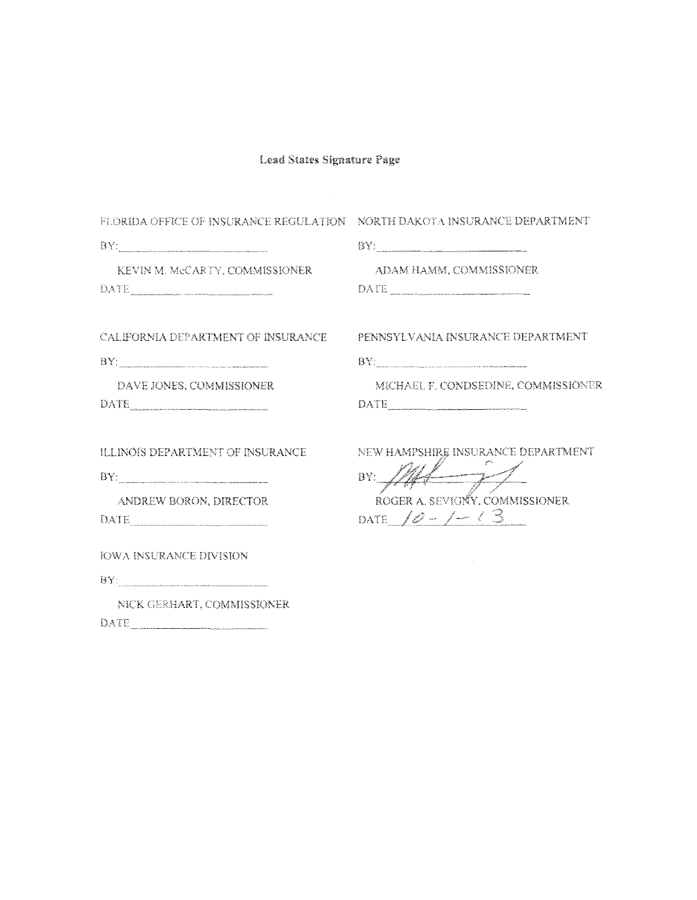**Lead States Signature Page**

FLORIDA OFFICE OF INSURANCE REGULATION

BY: \_\_\_\_\_\_\_\_\_\_\_\_\_\_\_\_\_\_\_\_\_\_\_\_

KEVIN M. McCARTY, COMMISSIONER

DATE \_\_\_\_\_\_\_\_\_\_\_\_\_\_\_\_\_\_\_\_\_\_\_\_

NORTH DAKOTA INSURANCE DEPARTMENT

BY: \_\_\_\_\_\_\_\_\_\_\_\_\_\_\_\_\_\_\_\_\_\_\_\_

ADAM HAMM, COMMISSIONER

DATE \_\_\_\_\_\_\_\_\_\_\_\_\_\_\_\_\_\_\_\_\_\_\_\_

CALIFORNIA DEPARTMENT OF INSURANCE

BY: \_\_\_\_\_\_\_\_\_\_\_\_\_\_\_\_\_\_\_\_\_\_\_\_

DAVE JONES, COMMISSIONER

DATE \_\_\_\_\_\_\_\_\_\_\_\_\_\_\_\_\_\_\_\_\_\_\_\_

PENNSYLVANIA INSURANCE DEPARTMENT

BY: \_\_\_\_\_\_\_\_\_\_\_\_\_\_\_\_\_\_\_\_\_\_\_\_

MICHAEL F. CONDSEDINE, COMMISSIONER

DATE \_\_\_\_\_\_\_\_\_\_\_\_\_\_\_\_\_\_\_\_\_\_\_\_

ILLINOIS DEPARTMENT OF INSURANCE

BY: \_\_\_\_\_\_\_\_\_\_\_\_\_\_\_\_\_\_\_\_\_\_\_\_

ANDREW BORON, DIRECTOR

DATE \_\_\_\_\_\_\_\_\_\_\_\_\_\_\_\_\_\_\_\_\_\_\_\_

NEW HAMPSHIRE INSURANCE DEPARTMENT

BY: [signature]

ROGER A. SEVIGNY, COMMISSIONER

DATE 10-1-13

IOWA INSURANCE DIVISION

BY: \_\_\_\_\_\_\_\_\_\_\_\_\_\_\_\_\_\_\_\_\_\_\_\_

NICK GERHART, COMMISSIONER

DATE \_\_\_\_\_\_\_\_\_\_\_\_\_\_\_\_\_\_\_\_\_\_\_\_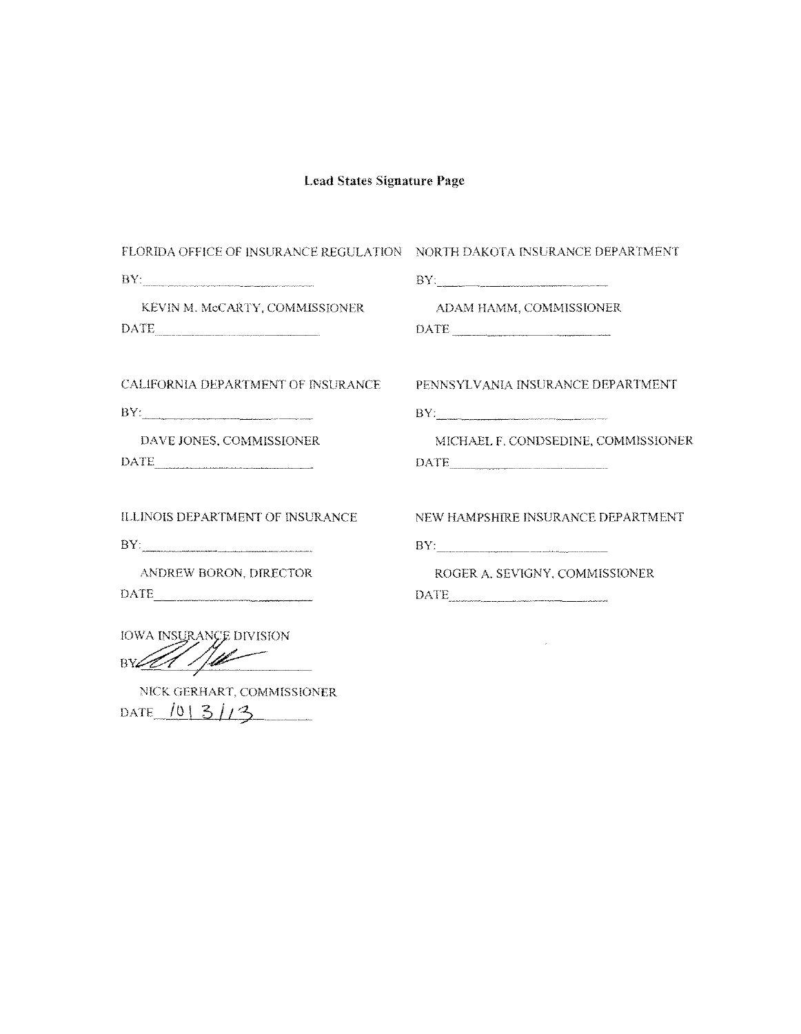**Lead States Signature Page**

FLORIDA OFFICE OF INSURANCE REGULATION

BY: \_\_\_\_\_\_\_\_\_\_\_\_\_\_\_\_\_\_\_\_\_\_\_\_

KEVIN M. McCARTY, COMMISSIONER

DATE \_\_\_\_\_\_\_\_\_\_\_\_\_\_\_\_\_\_\_\_\_\_\_\_

NORTH DAKOTA INSURANCE DEPARTMENT

BY: \_\_\_\_\_\_\_\_\_\_\_\_\_\_\_\_\_\_\_\_\_\_\_\_

ADAM HAMM, COMMISSIONER

DATE \_\_\_\_\_\_\_\_\_\_\_\_\_\_\_\_\_\_\_\_\_\_\_\_

CALIFORNIA DEPARTMENT OF INSURANCE

BY: \_\_\_\_\_\_\_\_\_\_\_\_\_\_\_\_\_\_\_\_\_\_\_\_

DAVE JONES, COMMISSIONER

DATE \_\_\_\_\_\_\_\_\_\_\_\_\_\_\_\_\_\_\_\_\_\_\_\_

PENNSYLVANIA INSURANCE DEPARTMENT

BY: \_\_\_\_\_\_\_\_\_\_\_\_\_\_\_\_\_\_\_\_\_\_\_\_

MICHAEL F. CONDSEDINE, COMMISSIONER

DATE \_\_\_\_\_\_\_\_\_\_\_\_\_\_\_\_\_\_\_\_\_\_\_\_

ILLINOIS DEPARTMENT OF INSURANCE

BY: \_\_\_\_\_\_\_\_\_\_\_\_\_\_\_\_\_\_\_\_\_\_\_\_

ANDREW BORON, DIRECTOR

DATE \_\_\_\_\_\_\_\_\_\_\_\_\_\_\_\_\_\_\_\_\_\_\_\_

NEW HAMPSHIRE INSURANCE DEPARTMENT

BY: \_\_\_\_\_\_\_\_\_\_\_\_\_\_\_\_\_\_\_\_\_\_\_\_

ROGER A. SEVIGNY, COMMISSIONER

DATE \_\_\_\_\_\_\_\_\_\_\_\_\_\_\_\_\_\_\_\_\_\_\_\_

IOWA INSURANCE DIVISION

BY: [signature]

NICK GERHART, COMMISSIONER

DATE 10/3/13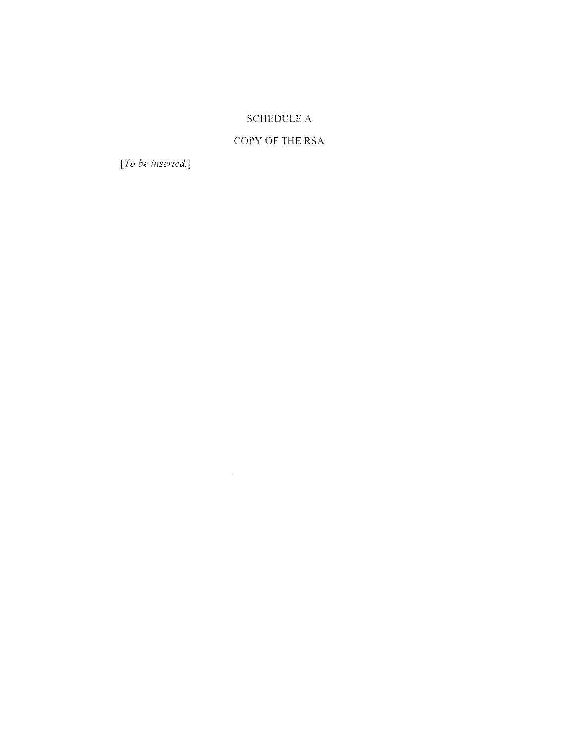# SCHEDULE A

## COPY OF THE RSA

[*To be inserted.*]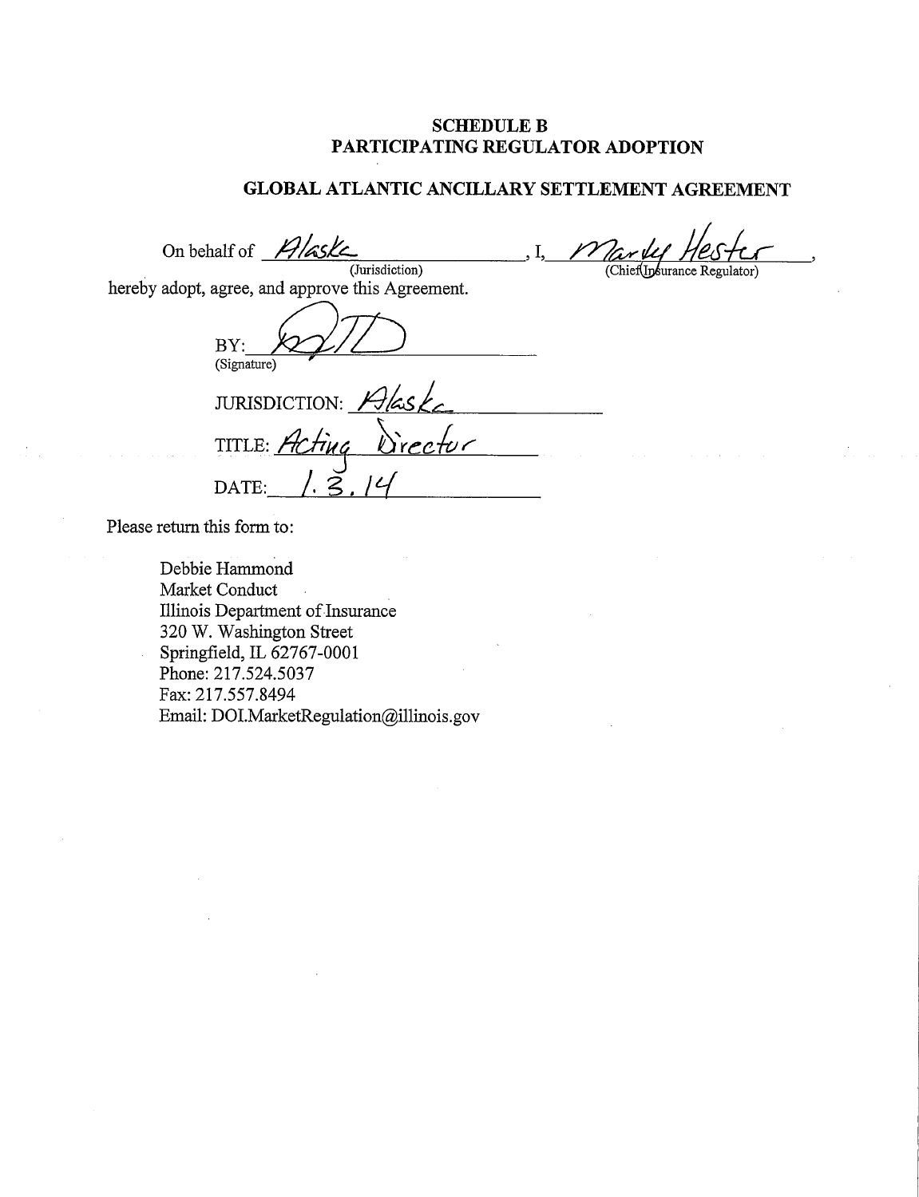**SCHEDULE B**
**PARTICIPATING REGULATOR ADOPTION**

**GLOBAL ATLANTIC ANCILLARY SETTLEMENT AGREEMENT**

On behalf of Alaska (Jurisdiction), I, Marty Hester (Chief Insurance Regulator), hereby adopt, agree, and approve this Agreement.

BY: _______________
(Signature)

JURISDICTION: Alaska

TITLE: Acting Director

DATE: 1.3.14

Please return this form to:

Debbie Hammond
Market Conduct
Illinois Department of Insurance
320 W. Washington Street
Springfield, IL 62767-0001
Phone: 217.524.5037
Fax: 217.557.8494
Email: DOI.MarketRegulation@illinois.gov